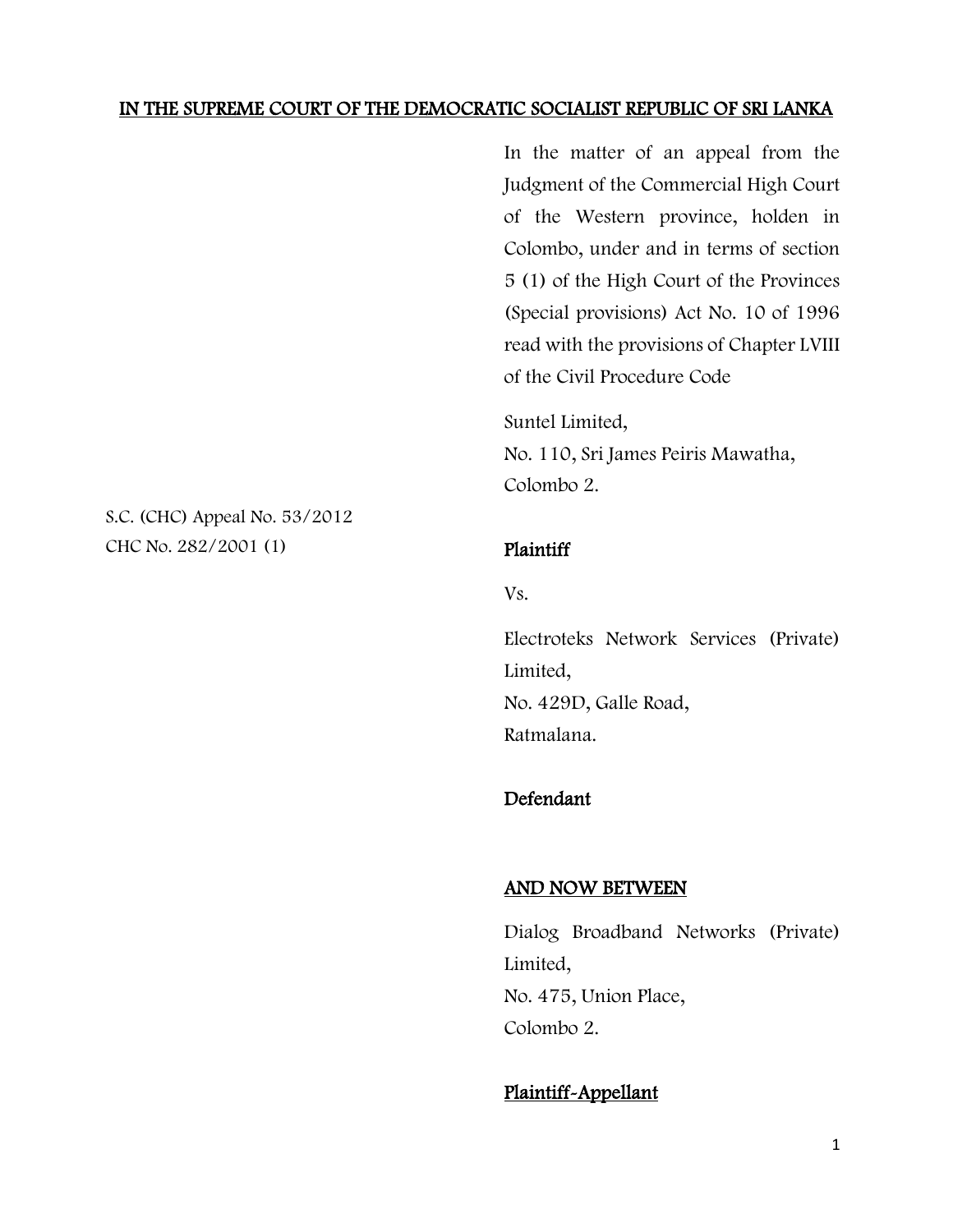**IN THE SUPREME COURT OF THE DEMOCRATIC SOCIALIST REPUBLIC OF SRI LANKA**

In the matter of an appeal from the Judgment of the Commercial High Court of the Western province, holden in Colombo, under and in terms of section 5 (1) of the High Court of the Provinces (Special provisions) Act No. 10 of 1996 read with the provisions of Chapter LVIII of the Civil Procedure Code

S.C. (CHC) Appeal No. 53/2012
CHC No. 282/2001 (1)

Suntel Limited,
No. 110, Sri James Peiris Mawatha,
Colombo 2.

**Plaintiff**

Vs.

Electroteks Network Services (Private) Limited,
No. 429D, Galle Road,
Ratmalana.

**Defendant**

**AND NOW BETWEEN**

Dialog Broadband Networks (Private) Limited,
No. 475, Union Place,
Colombo 2.

**Plaintiff-Appellant**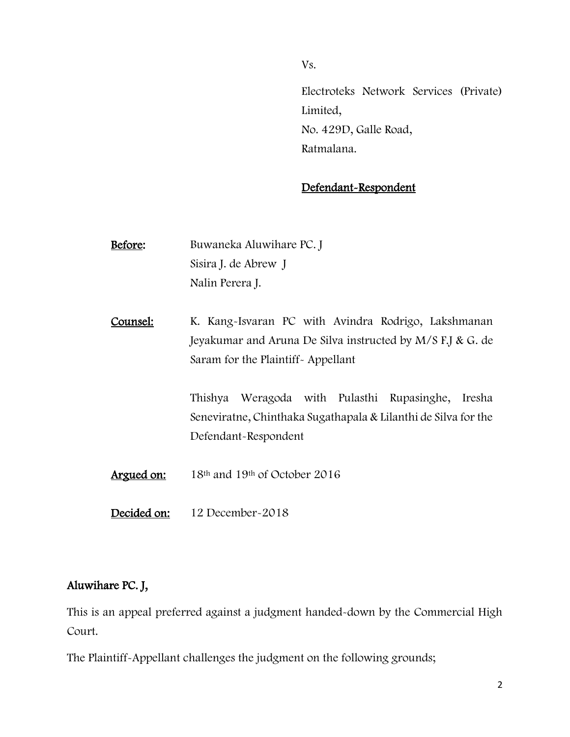Vs.

Electroteks Network Services (Private) Limited,
No. 429D, Galle Road,
Ratmalana.

**Defendant-Respondent**

**Before:** Buwaneka Aluwihare PC. J
Sisira J. de Abrew J
Nalin Perera J.

**Counsel:** K. Kang-Isvaran PC with Avindra Rodrigo, Lakshmanan Jeyakumar and Aruna De Silva instructed by M/S F.J & G. de Saram for the Plaintiff- Appellant

Thishya Weragoda with Pulasthi Rupasinghe, Iresha Seneviratne, Chinthaka Sugathapala & Lilanthi de Silva for the Defendant-Respondent

**Argued on:** 18th and 19th of October 2016

**Decided on:** 12 December-2018

**Aluwihare PC. J,**

This is an appeal preferred against a judgment handed-down by the Commercial High Court.

The Plaintiff-Appellant challenges the judgment on the following grounds;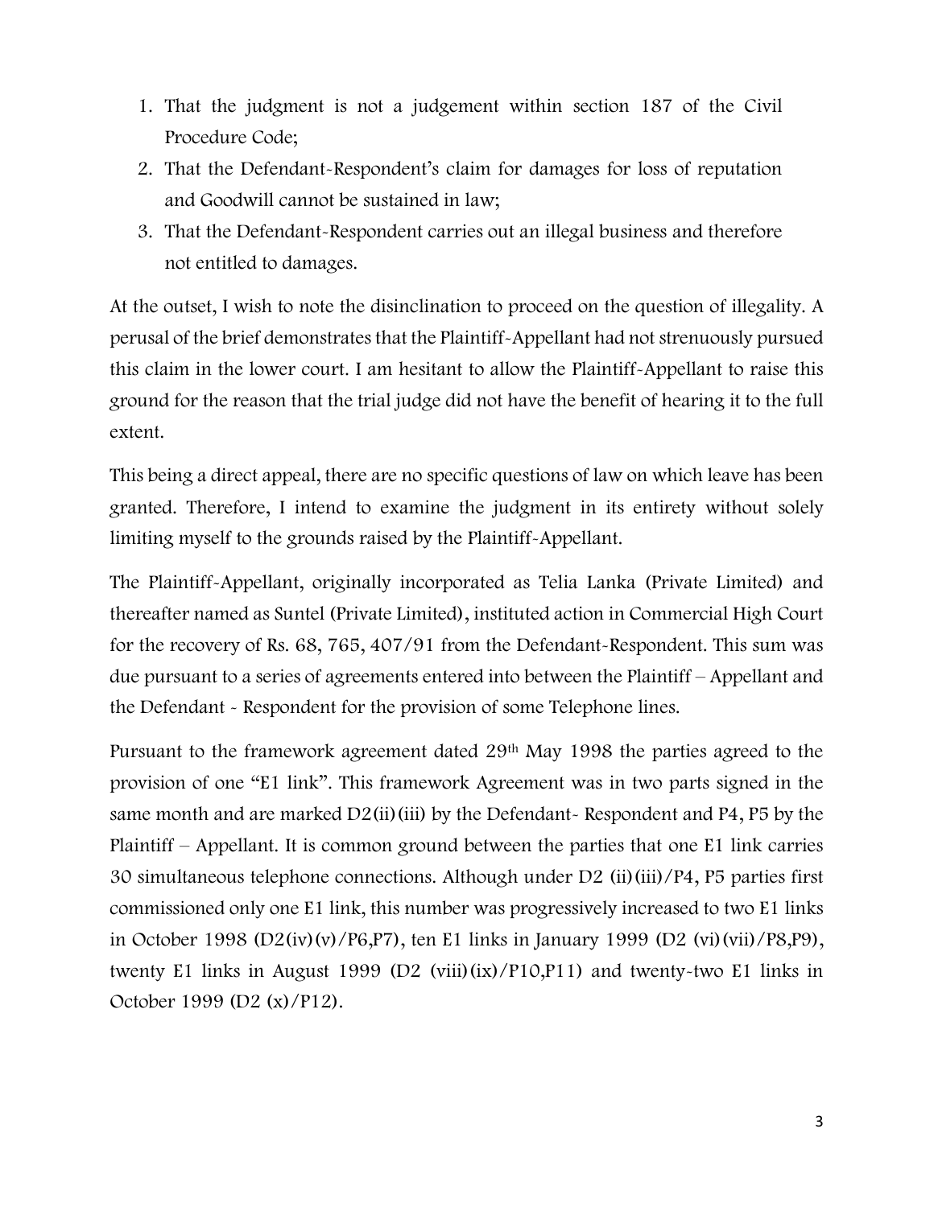1. That the judgment is not a judgement within section 187 of the Civil Procedure Code;
2. That the Defendant-Respondent's claim for damages for loss of reputation and Goodwill cannot be sustained in law;
3. That the Defendant-Respondent carries out an illegal business and therefore not entitled to damages.

At the outset, I wish to note the disinclination to proceed on the question of illegality. A perusal of the brief demonstrates that the Plaintiff-Appellant had not strenuously pursued this claim in the lower court. I am hesitant to allow the Plaintiff-Appellant to raise this ground for the reason that the trial judge did not have the benefit of hearing it to the full extent.

This being a direct appeal, there are no specific questions of law on which leave has been granted. Therefore, I intend to examine the judgment in its entirety without solely limiting myself to the grounds raised by the Plaintiff-Appellant.

The Plaintiff-Appellant, originally incorporated as Telia Lanka (Private Limited) and thereafter named as Suntel (Private Limited), instituted action in Commercial High Court for the recovery of Rs. 68, 765, 407/91 from the Defendant-Respondent. This sum was due pursuant to a series of agreements entered into between the Plaintiff – Appellant and the Defendant - Respondent for the provision of some Telephone lines.

Pursuant to the framework agreement dated 29th May 1998 the parties agreed to the provision of one "E1 link". This framework Agreement was in two parts signed in the same month and are marked D2(ii)(iii) by the Defendant- Respondent and P4, P5 by the Plaintiff – Appellant. It is common ground between the parties that one E1 link carries 30 simultaneous telephone connections. Although under D2 (ii)(iii)/P4, P5 parties first commissioned only one E1 link, this number was progressively increased to two E1 links in October 1998 (D2(iv)(v)/P6,P7), ten E1 links in January 1999 (D2 (vi)(vii)/P8,P9), twenty E1 links in August 1999 (D2 (viii)(ix)/P10,P11) and twenty-two E1 links in October 1999 (D2 (x)/P12).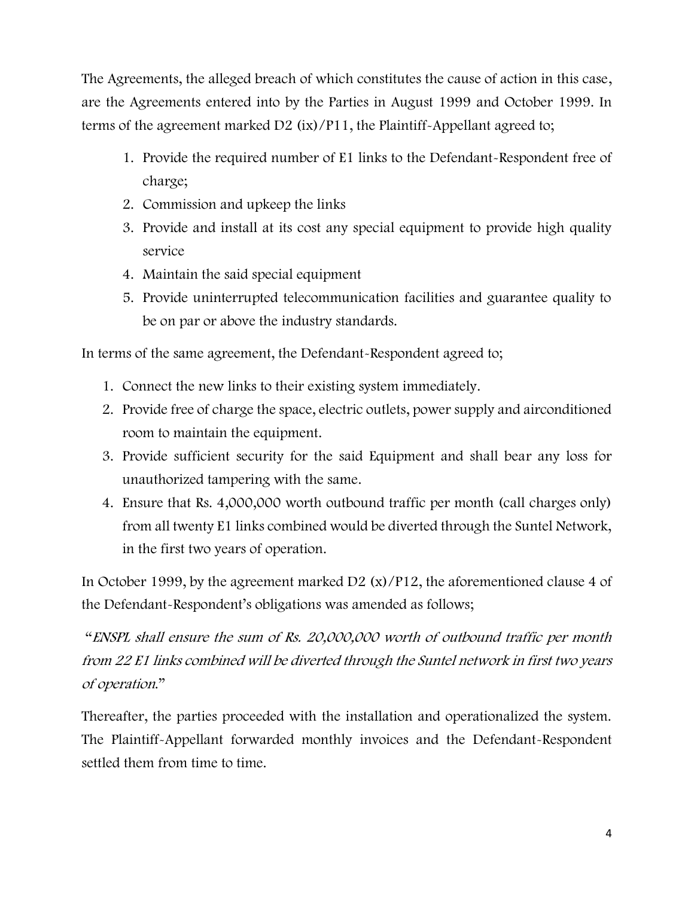The Agreements, the alleged breach of which constitutes the cause of action in this case, are the Agreements entered into by the Parties in August 1999 and October 1999. In terms of the agreement marked D2 (ix)/P11, the Plaintiff-Appellant agreed to;

1. Provide the required number of E1 links to the Defendant-Respondent free of charge;
2. Commission and upkeep the links
3. Provide and install at its cost any special equipment to provide high quality service
4. Maintain the said special equipment
5. Provide uninterrupted telecommunication facilities and guarantee quality to be on par or above the industry standards.

In terms of the same agreement, the Defendant-Respondent agreed to;

1. Connect the new links to their existing system immediately.
2. Provide free of charge the space, electric outlets, power supply and airconditioned room to maintain the equipment.
3. Provide sufficient security for the said Equipment and shall bear any loss for unauthorized tampering with the same.
4. Ensure that Rs. 4,000,000 worth outbound traffic per month (call charges only) from all twenty E1 links combined would be diverted through the Suntel Network, in the first two years of operation.

In October 1999, by the agreement marked D2 (x)/P12, the aforementioned clause 4 of the Defendant-Respondent's obligations was amended as follows;

"*ENSPL shall ensure the sum of Rs. 20,000,000 worth of outbound traffic per month from 22 E1 links combined will be diverted through the Suntel network in first two years of operation.*"

Thereafter, the parties proceeded with the installation and operationalized the system. The Plaintiff-Appellant forwarded monthly invoices and the Defendant-Respondent settled them from time to time.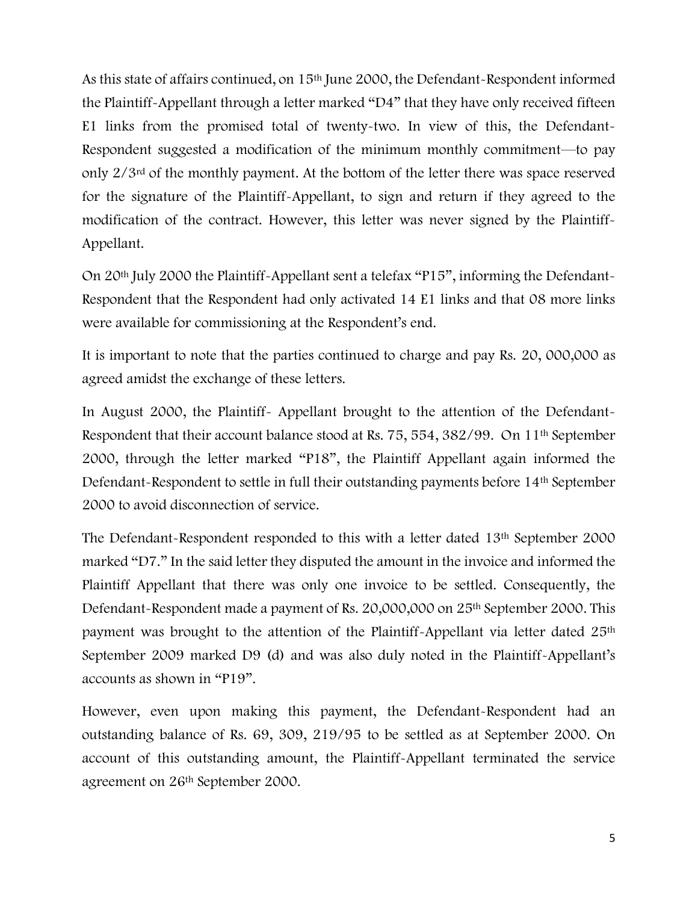As this state of affairs continued, on 15th June 2000, the Defendant-Respondent informed the Plaintiff-Appellant through a letter marked "D4" that they have only received fifteen E1 links from the promised total of twenty-two. In view of this, the Defendant-Respondent suggested a modification of the minimum monthly commitment—to pay only 2/3rd of the monthly payment. At the bottom of the letter there was space reserved for the signature of the Plaintiff-Appellant, to sign and return if they agreed to the modification of the contract. However, this letter was never signed by the Plaintiff-Appellant.

On 20th July 2000 the Plaintiff-Appellant sent a telefax "P15", informing the Defendant-Respondent that the Respondent had only activated 14 E1 links and that 08 more links were available for commissioning at the Respondent's end.

It is important to note that the parties continued to charge and pay Rs. 20, 000,000 as agreed amidst the exchange of these letters.

In August 2000, the Plaintiff- Appellant brought to the attention of the Defendant-Respondent that their account balance stood at Rs. 75, 554, 382/99. On 11th September 2000, through the letter marked "P18", the Plaintiff Appellant again informed the Defendant-Respondent to settle in full their outstanding payments before 14th September 2000 to avoid disconnection of service.

The Defendant-Respondent responded to this with a letter dated 13th September 2000 marked "D7." In the said letter they disputed the amount in the invoice and informed the Plaintiff Appellant that there was only one invoice to be settled. Consequently, the Defendant-Respondent made a payment of Rs. 20,000,000 on 25th September 2000. This payment was brought to the attention of the Plaintiff-Appellant via letter dated 25th September 2009 marked D9 (d) and was also duly noted in the Plaintiff-Appellant's accounts as shown in "P19".

However, even upon making this payment, the Defendant-Respondent had an outstanding balance of Rs. 69, 309, 219/95 to be settled as at September 2000. On account of this outstanding amount, the Plaintiff-Appellant terminated the service agreement on 26th September 2000.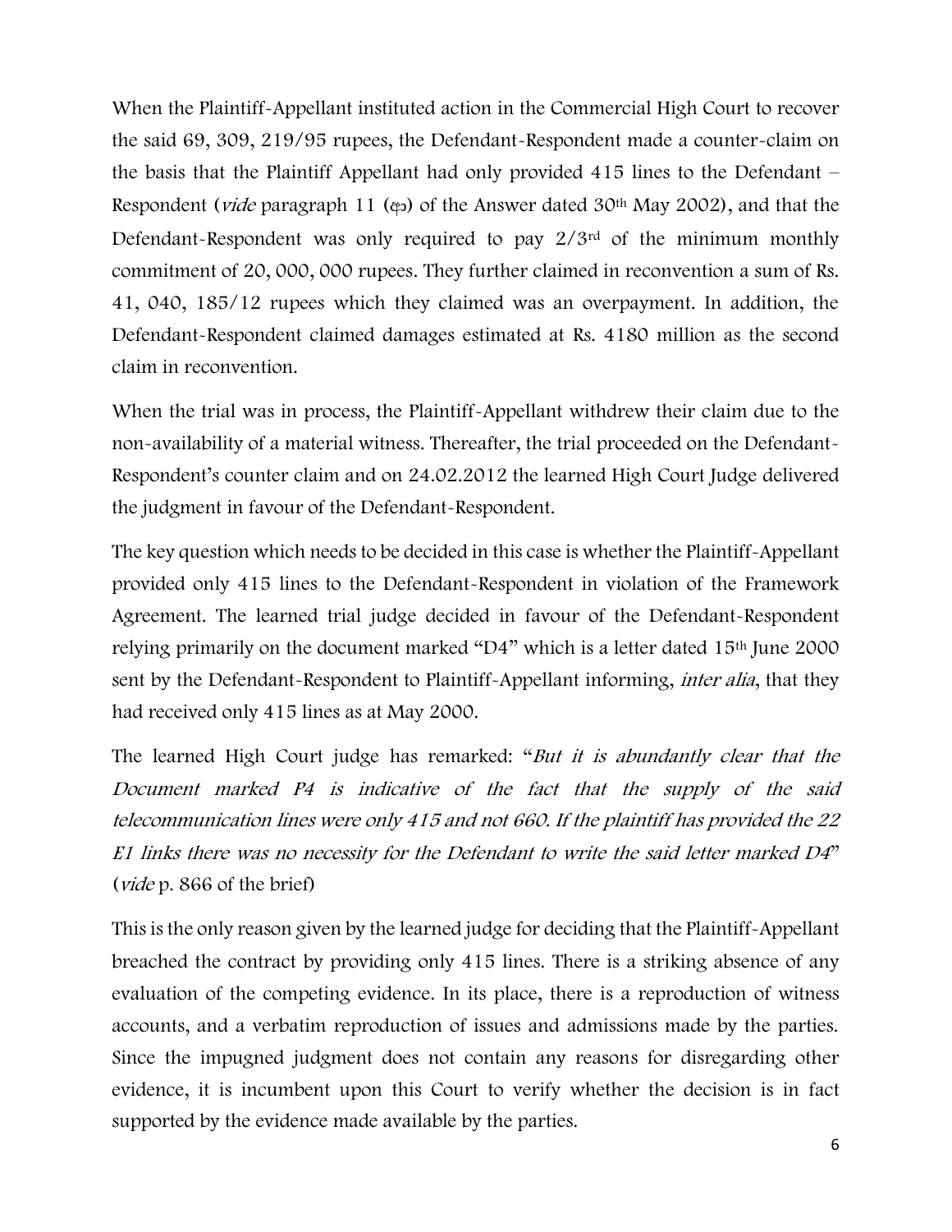When the Plaintiff-Appellant instituted action in the Commercial High Court to recover the said 69, 309, 219/95 rupees, the Defendant-Respondent made a counter-claim on the basis that the Plaintiff Appellant had only provided 415 lines to the Defendant – Respondent (*vide* paragraph 11 (ආ) of the Answer dated 30th May 2002), and that the Defendant-Respondent was only required to pay 2/3rd of the minimum monthly commitment of 20, 000, 000 rupees. They further claimed in reconvention a sum of Rs. 41, 040, 185/12 rupees which they claimed was an overpayment. In addition, the Defendant-Respondent claimed damages estimated at Rs. 4180 million as the second claim in reconvention.

When the trial was in process, the Plaintiff-Appellant withdrew their claim due to the non-availability of a material witness. Thereafter, the trial proceeded on the Defendant-Respondent's counter claim and on 24.02.2012 the learned High Court Judge delivered the judgment in favour of the Defendant-Respondent.

The key question which needs to be decided in this case is whether the Plaintiff-Appellant provided only 415 lines to the Defendant-Respondent in violation of the Framework Agreement. The learned trial judge decided in favour of the Defendant-Respondent relying primarily on the document marked "D4" which is a letter dated 15th June 2000 sent by the Defendant-Respondent to Plaintiff-Appellant informing, *inter alia*, that they had received only 415 lines as at May 2000.

The learned High Court judge has remarked: "*But it is abundantly clear that the Document marked P4 is indicative of the fact that the supply of the said telecommunication lines were only 415 and not 660. If the plaintiff has provided the 22 E1 links there was no necessity for the Defendant to write the said letter marked D4*" (*vide* p. 866 of the brief)

This is the only reason given by the learned judge for deciding that the Plaintiff-Appellant breached the contract by providing only 415 lines. There is a striking absence of any evaluation of the competing evidence. In its place, there is a reproduction of witness accounts, and a verbatim reproduction of issues and admissions made by the parties. Since the impugned judgment does not contain any reasons for disregarding other evidence, it is incumbent upon this Court to verify whether the decision is in fact supported by the evidence made available by the parties.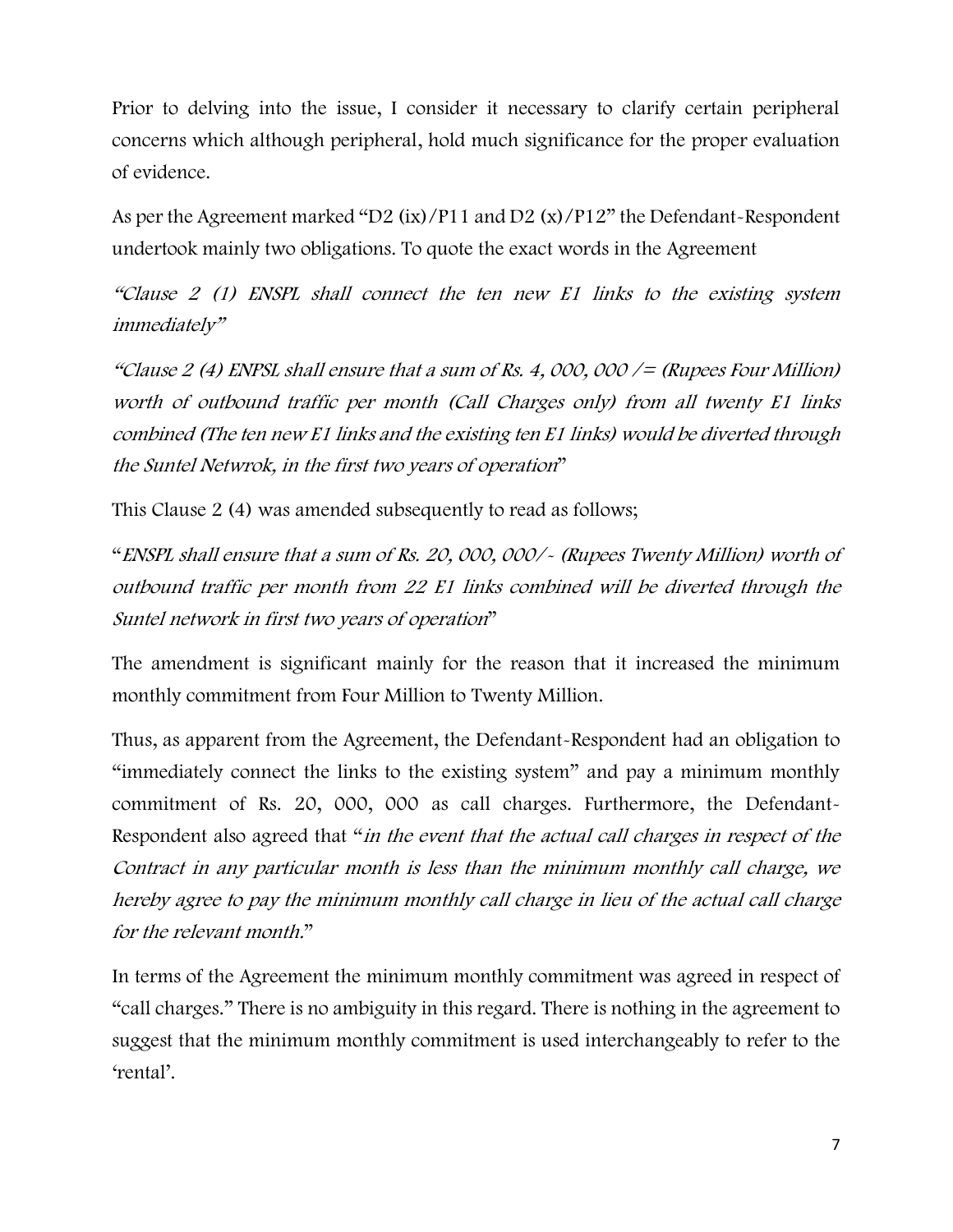Prior to delving into the issue, I consider it necessary to clarify certain peripheral concerns which although peripheral, hold much significance for the proper evaluation of evidence.

As per the Agreement marked "D2 (ix)/P11 and D2 (x)/P12" the Defendant-Respondent undertook mainly two obligations. To quote the exact words in the Agreement

*"Clause 2 (1) ENSPL shall connect the ten new E1 links to the existing system immediately"*

*"Clause 2 (4) ENPSL shall ensure that a sum of Rs. 4, 000, 000 /= (Rupees Four Million) worth of outbound traffic per month (Call Charges only) from all twenty E1 links combined (The ten new E1 links and the existing ten E1 links) would be diverted through the Suntel Netwrok, in the first two years of operation"*

This Clause 2 (4) was amended subsequently to read as follows;

"*ENSPL shall ensure that a sum of Rs. 20, 000, 000/- (Rupees Twenty Million) worth of outbound traffic per month from 22 E1 links combined will be diverted through the Suntel network in first two years of operation*"

The amendment is significant mainly for the reason that it increased the minimum monthly commitment from Four Million to Twenty Million.

Thus, as apparent from the Agreement, the Defendant-Respondent had an obligation to "immediately connect the links to the existing system" and pay a minimum monthly commitment of Rs. 20, 000, 000 as call charges. Furthermore, the Defendant-Respondent also agreed that "*in the event that the actual call charges in respect of the Contract in any particular month is less than the minimum monthly call charge, we hereby agree to pay the minimum monthly call charge in lieu of the actual call charge for the relevant month.*"

In terms of the Agreement the minimum monthly commitment was agreed in respect of "call charges." There is no ambiguity in this regard. There is nothing in the agreement to suggest that the minimum monthly commitment is used interchangeably to refer to the 'rental'.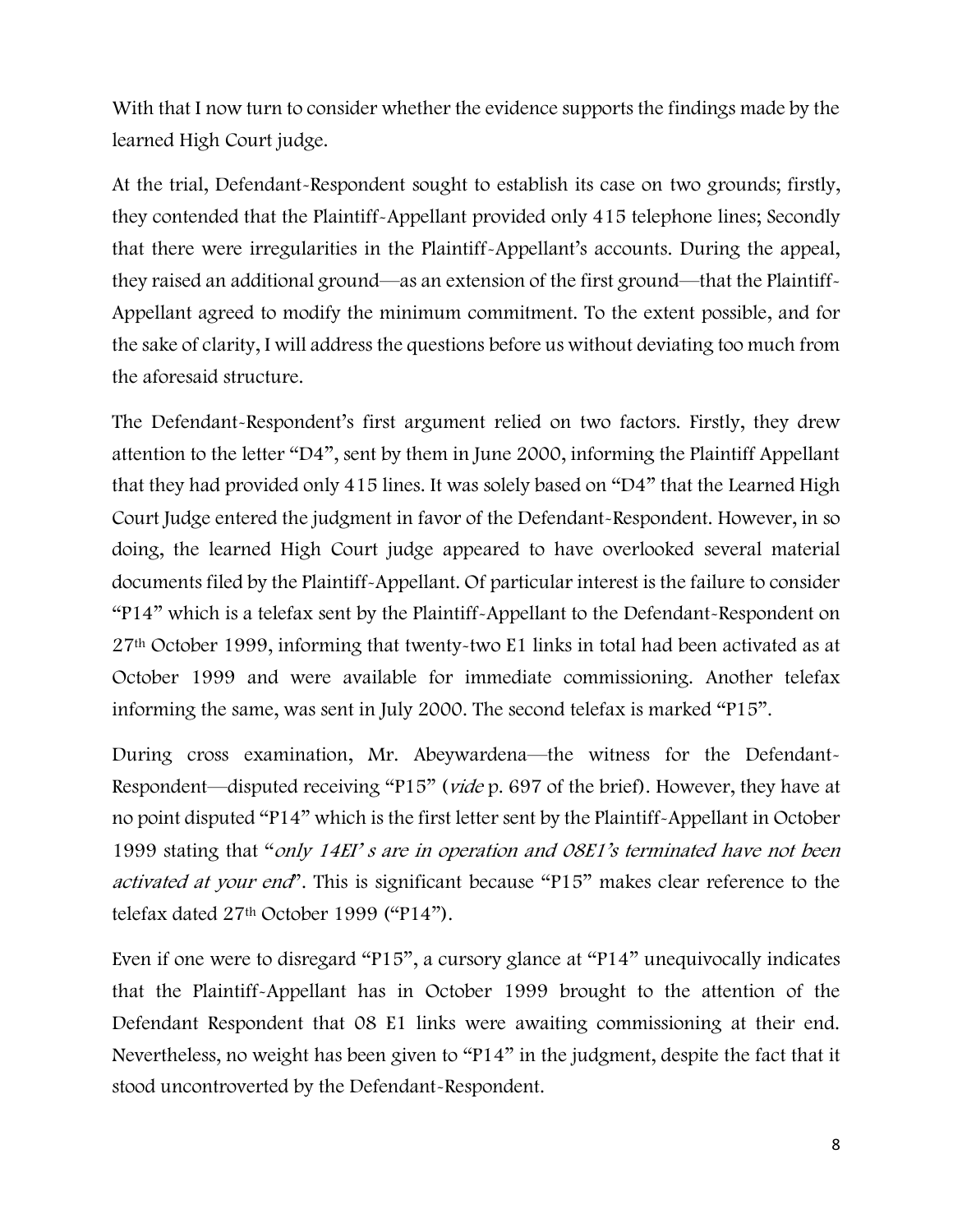With that I now turn to consider whether the evidence supports the findings made by the learned High Court judge.

At the trial, Defendant-Respondent sought to establish its case on two grounds; firstly, they contended that the Plaintiff-Appellant provided only 415 telephone lines; Secondly that there were irregularities in the Plaintiff-Appellant's accounts. During the appeal, they raised an additional ground—as an extension of the first ground—that the Plaintiff-Appellant agreed to modify the minimum commitment. To the extent possible, and for the sake of clarity, I will address the questions before us without deviating too much from the aforesaid structure.

The Defendant-Respondent's first argument relied on two factors. Firstly, they drew attention to the letter "D4", sent by them in June 2000, informing the Plaintiff Appellant that they had provided only 415 lines. It was solely based on "D4" that the Learned High Court Judge entered the judgment in favor of the Defendant-Respondent. However, in so doing, the learned High Court judge appeared to have overlooked several material documents filed by the Plaintiff-Appellant. Of particular interest is the failure to consider "P14" which is a telefax sent by the Plaintiff-Appellant to the Defendant-Respondent on 27th October 1999, informing that twenty-two E1 links in total had been activated as at October 1999 and were available for immediate commissioning. Another telefax informing the same, was sent in July 2000. The second telefax is marked "P15".

During cross examination, Mr. Abeywardena—the witness for the Defendant-Respondent—disputed receiving "P15" (*vide* p. 697 of the brief). However, they have at no point disputed "P14" which is the first letter sent by the Plaintiff-Appellant in October 1999 stating that "*only 14EI' s are in operation and 08E1's terminated have not been activated at your end*". This is significant because "P15" makes clear reference to the telefax dated 27th October 1999 ("P14").

Even if one were to disregard "P15", a cursory glance at "P14" unequivocally indicates that the Plaintiff-Appellant has in October 1999 brought to the attention of the Defendant Respondent that 08 E1 links were awaiting commissioning at their end. Nevertheless, no weight has been given to "P14" in the judgment, despite the fact that it stood uncontroverted by the Defendant-Respondent.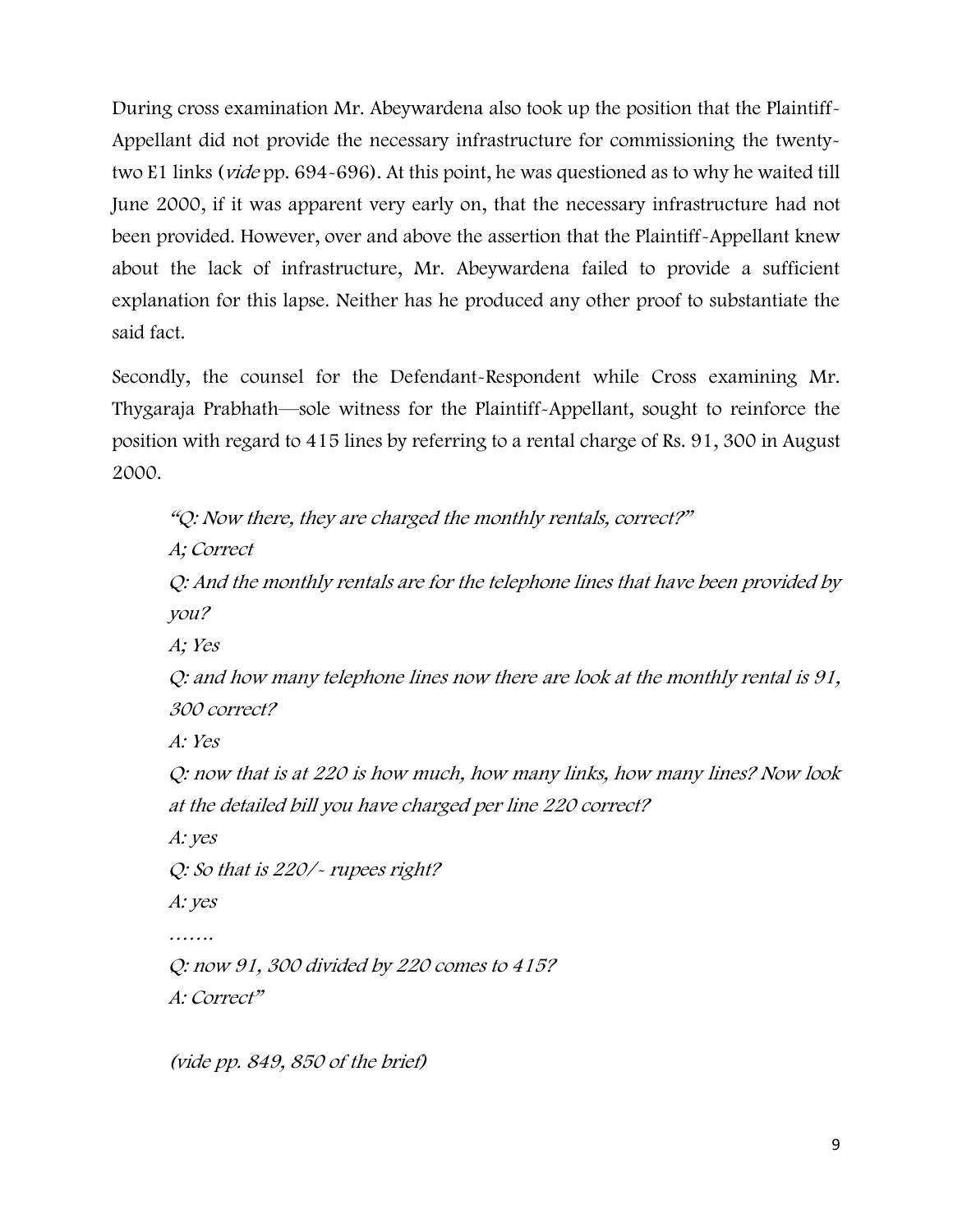During cross examination Mr. Abeywardena also took up the position that the Plaintiff-Appellant did not provide the necessary infrastructure for commissioning the twenty-two E1 links (*vide* pp. 694-696). At this point, he was questioned as to why he waited till June 2000, if it was apparent very early on, that the necessary infrastructure had not been provided. However, over and above the assertion that the Plaintiff-Appellant knew about the lack of infrastructure, Mr. Abeywardena failed to provide a sufficient explanation for this lapse. Neither has he produced any other proof to substantiate the said fact.

Secondly, the counsel for the Defendant-Respondent while Cross examining Mr. Thygaraja Prabhath—sole witness for the Plaintiff-Appellant, sought to reinforce the position with regard to 415 lines by referring to a rental charge of Rs. 91, 300 in August 2000.

> *"Q: Now there, they are charged the monthly rentals, correct?"*
>
> *A; Correct*
>
> *Q: And the monthly rentals are for the telephone lines that have been provided by you?*
>
> *A; Yes*
>
> *Q: and how many telephone lines now there are look at the monthly rental is 91, 300 correct?*
>
> *A: Yes*
>
> *Q: now that is at 220 is how much, how many links, how many lines? Now look at the detailed bill you have charged per line 220 correct?*
>
> *A: yes*
>
> *Q: So that is 220/- rupees right?*
>
> *A: yes*
>
> *…….*
>
> *Q: now 91, 300 divided by 220 comes to 415?*
>
> *A: Correct"*
>
> *(vide pp. 849, 850 of the brief)*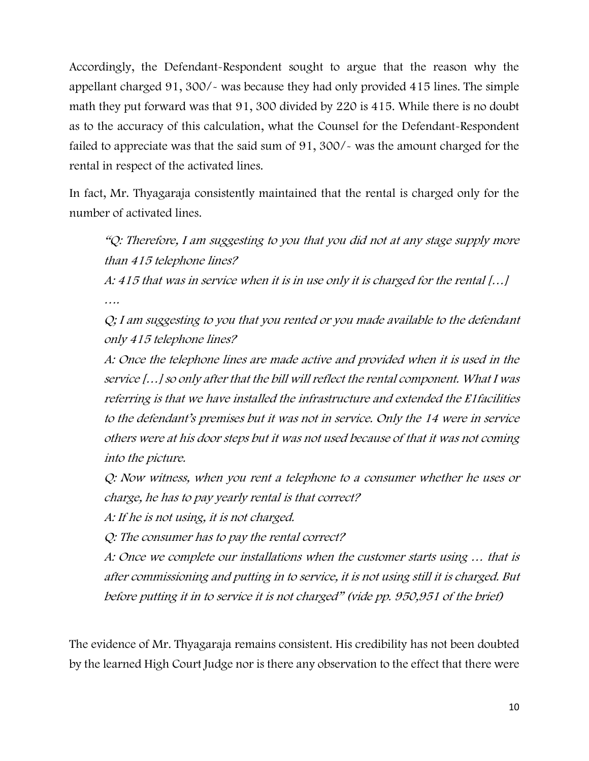Accordingly, the Defendant-Respondent sought to argue that the reason why the appellant charged 91, 300/- was because they had only provided 415 lines. The simple math they put forward was that 91, 300 divided by 220 is 415. While there is no doubt as to the accuracy of this calculation, what the Counsel for the Defendant-Respondent failed to appreciate was that the said sum of 91, 300/- was the amount charged for the rental in respect of the activated lines.

In fact, Mr. Thyagaraja consistently maintained that the rental is charged only for the number of activated lines.

> *"Q: Therefore, I am suggesting to you that you did not at any stage supply more than 415 telephone lines?*
>
> *A: 415 that was in service when it is in use only it is charged for the rental […]*
>
> *….*
>
> *Q; I am suggesting to you that you rented or you made available to the defendant only 415 telephone lines?*
>
> *A: Once the telephone lines are made active and provided when it is used in the service […] so only after that the bill will reflect the rental component. What I was referring is that we have installed the infrastructure and extended the E1facilities to the defendant's premises but it was not in service. Only the 14 were in service others were at his door steps but it was not used because of that it was not coming into the picture.*
>
> *Q: Now witness, when you rent a telephone to a consumer whether he uses or charge, he has to pay yearly rental is that correct?*
>
> *A: If he is not using, it is not charged.*
>
> *Q: The consumer has to pay the rental correct?*
>
> *A: Once we complete our installations when the customer starts using … that is after commissioning and putting in to service, it is not using still it is charged. But before putting it in to service it is not charged" (vide pp. 950,951 of the brief)*

The evidence of Mr. Thyagaraja remains consistent. His credibility has not been doubted by the learned High Court Judge nor is there any observation to the effect that there were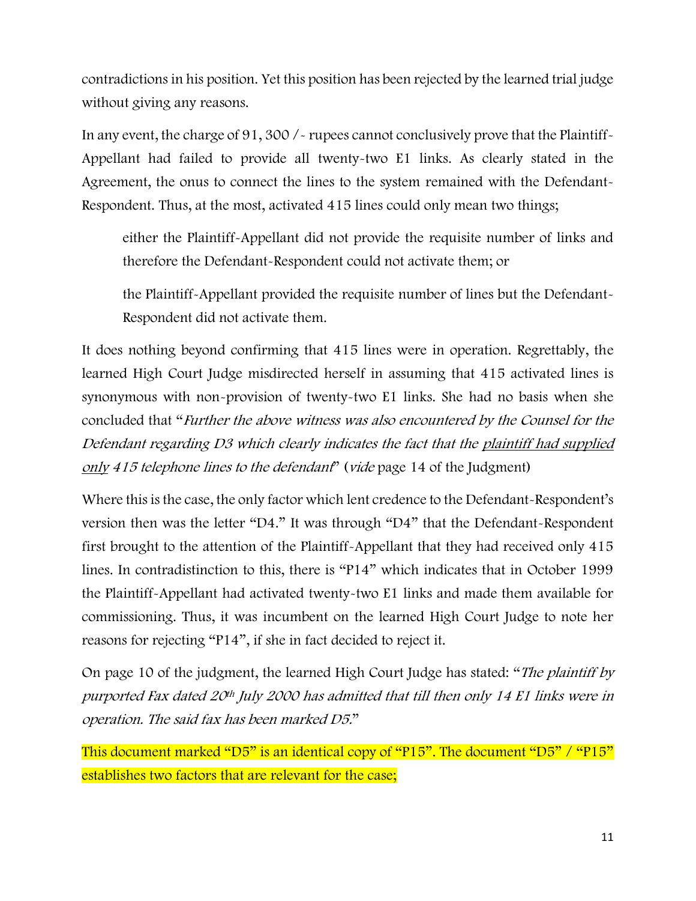contradictions in his position. Yet this position has been rejected by the learned trial judge without giving any reasons.

In any event, the charge of 91, 300 /- rupees cannot conclusively prove that the Plaintiff-Appellant had failed to provide all twenty-two E1 links. As clearly stated in the Agreement, the onus to connect the lines to the system remained with the Defendant-Respondent. Thus, at the most, activated 415 lines could only mean two things;

> either the Plaintiff-Appellant did not provide the requisite number of links and therefore the Defendant-Respondent could not activate them; or
>
> the Plaintiff-Appellant provided the requisite number of lines but the Defendant-Respondent did not activate them.

It does nothing beyond confirming that 415 lines were in operation. Regrettably, the learned High Court Judge misdirected herself in assuming that 415 activated lines is synonymous with non-provision of twenty-two E1 links. She had no basis when she concluded that "*Further the above witness was also encountered by the Counsel for the Defendant regarding D3 which clearly indicates the fact that the <u>plaintiff had supplied only</u> 415 telephone lines to the defendant*" (*vide* page 14 of the Judgment)

Where this is the case, the only factor which lent credence to the Defendant-Respondent's version then was the letter "D4." It was through "D4" that the Defendant-Respondent first brought to the attention of the Plaintiff-Appellant that they had received only 415 lines. In contradistinction to this, there is "P14" which indicates that in October 1999 the Plaintiff-Appellant had activated twenty-two E1 links and made them available for commissioning. Thus, it was incumbent on the learned High Court Judge to note her reasons for rejecting "P14", if she in fact decided to reject it.

On page 10 of the judgment, the learned High Court Judge has stated: "*The plaintiff by purported Fax dated 20th July 2000 has admitted that till then only 14 E1 links were in operation. The said fax has been marked D5.*"

This document marked "D5" is an identical copy of "P15". The document "D5" / "P15" establishes two factors that are relevant for the case;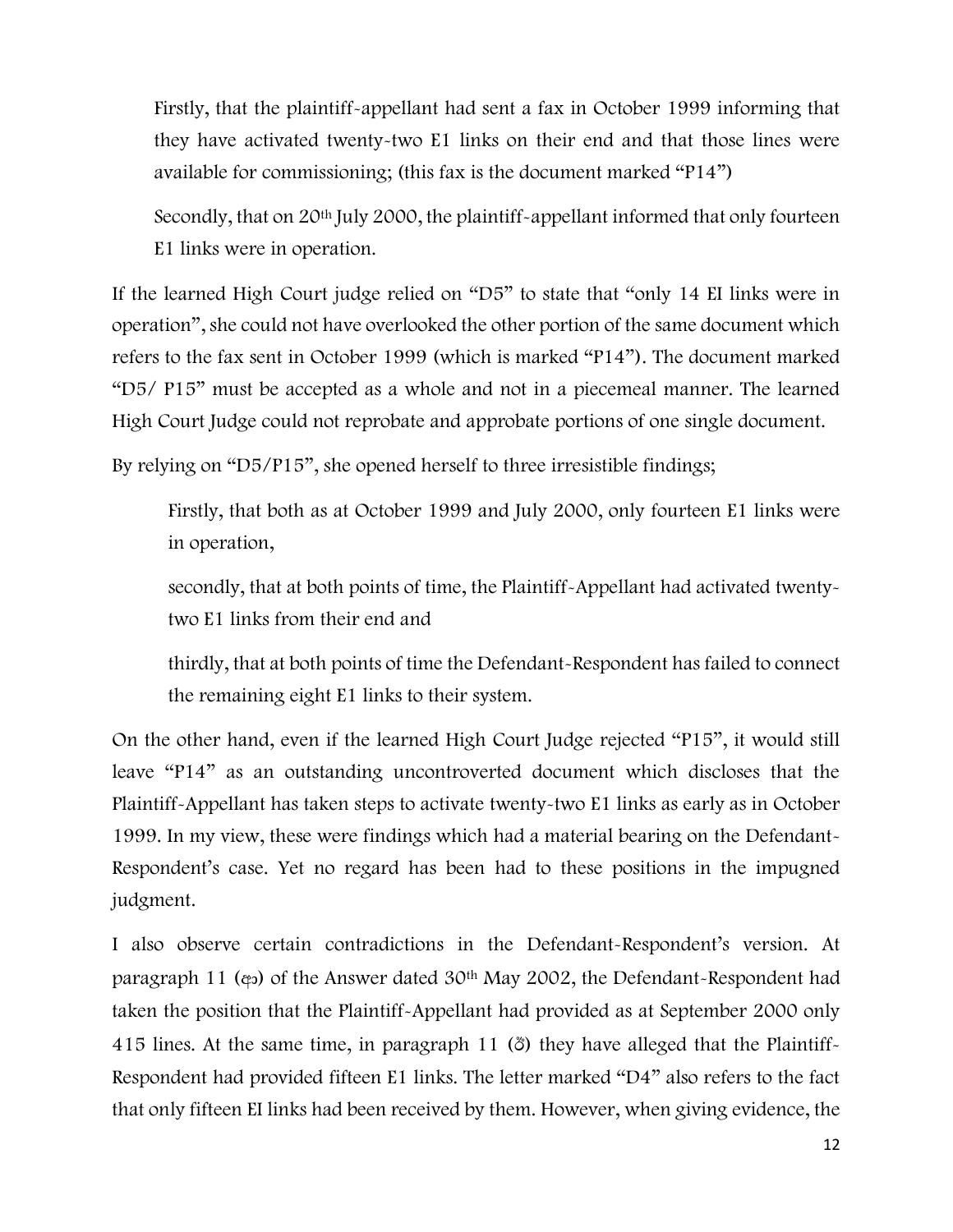Firstly, that the plaintiff-appellant had sent a fax in October 1999 informing that they have activated twenty-two E1 links on their end and that those lines were available for commissioning; (this fax is the document marked "P14")

Secondly, that on 20th July 2000, the plaintiff-appellant informed that only fourteen E1 links were in operation.

If the learned High Court judge relied on "D5" to state that "only 14 EI links were in operation", she could not have overlooked the other portion of the same document which refers to the fax sent in October 1999 (which is marked "P14"). The document marked "D5/ P15" must be accepted as a whole and not in a piecemeal manner. The learned High Court Judge could not reprobate and approbate portions of one single document.

By relying on "D5/P15", she opened herself to three irresistible findings;

Firstly, that both as at October 1999 and July 2000, only fourteen E1 links were in operation,

secondly, that at both points of time, the Plaintiff-Appellant had activated twenty-two E1 links from their end and

thirdly, that at both points of time the Defendant-Respondent has failed to connect the remaining eight E1 links to their system.

On the other hand, even if the learned High Court Judge rejected "P15", it would still leave "P14" as an outstanding uncontroverted document which discloses that the Plaintiff-Appellant has taken steps to activate twenty-two E1 links as early as in October 1999. In my view, these were findings which had a material bearing on the Defendant-Respondent's case. Yet no regard has been had to these positions in the impugned judgment.

I also observe certain contradictions in the Defendant-Respondent's version. At paragraph 11 (ඇ) of the Answer dated 30th May 2002, the Defendant-Respondent had taken the position that the Plaintiff-Appellant had provided as at September 2000 only 415 lines. At the same time, in paragraph 11 (ඊ) they have alleged that the Plaintiff-Respondent had provided fifteen E1 links. The letter marked "D4" also refers to the fact that only fifteen EI links had been received by them. However, when giving evidence, the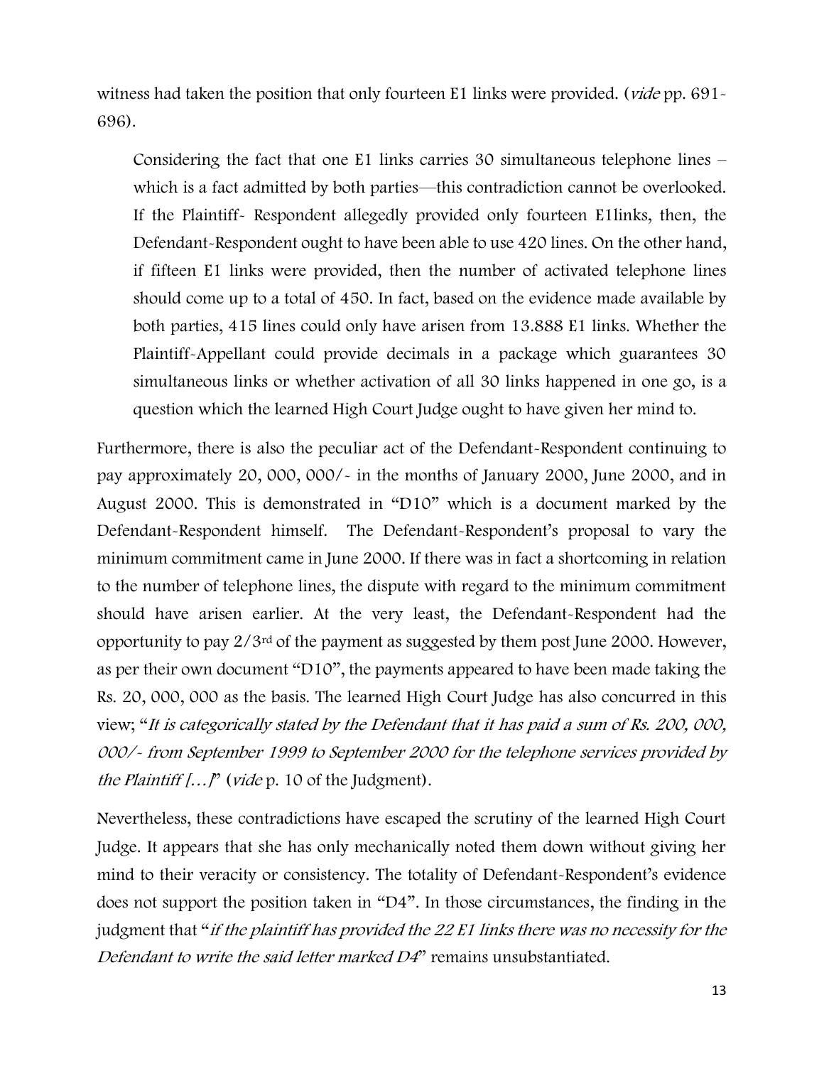witness had taken the position that only fourteen E1 links were provided. (*vide* pp. 691-696).

> Considering the fact that one E1 links carries 30 simultaneous telephone lines – which is a fact admitted by both parties—this contradiction cannot be overlooked. If the Plaintiff- Respondent allegedly provided only fourteen E1links, then, the Defendant-Respondent ought to have been able to use 420 lines. On the other hand, if fifteen E1 links were provided, then the number of activated telephone lines should come up to a total of 450. In fact, based on the evidence made available by both parties, 415 lines could only have arisen from 13.888 E1 links. Whether the Plaintiff-Appellant could provide decimals in a package which guarantees 30 simultaneous links or whether activation of all 30 links happened in one go, is a question which the learned High Court Judge ought to have given her mind to.

Furthermore, there is also the peculiar act of the Defendant-Respondent continuing to pay approximately 20, 000, 000/- in the months of January 2000, June 2000, and in August 2000. This is demonstrated in "D10" which is a document marked by the Defendant-Respondent himself. The Defendant-Respondent's proposal to vary the minimum commitment came in June 2000. If there was in fact a shortcoming in relation to the number of telephone lines, the dispute with regard to the minimum commitment should have arisen earlier. At the very least, the Defendant-Respondent had the opportunity to pay 2/3rd of the payment as suggested by them post June 2000. However, as per their own document "D10", the payments appeared to have been made taking the Rs. 20, 000, 000 as the basis. The learned High Court Judge has also concurred in this view; "*It is categorically stated by the Defendant that it has paid a sum of Rs. 200, 000, 000/- from September 1999 to September 2000 for the telephone services provided by the Plaintiff […]*" (*vide* p. 10 of the Judgment).

Nevertheless, these contradictions have escaped the scrutiny of the learned High Court Judge. It appears that she has only mechanically noted them down without giving her mind to their veracity or consistency. The totality of Defendant-Respondent's evidence does not support the position taken in "D4". In those circumstances, the finding in the judgment that "*if the plaintiff has provided the 22 E1 links there was no necessity for the Defendant to write the said letter marked D4*" remains unsubstantiated.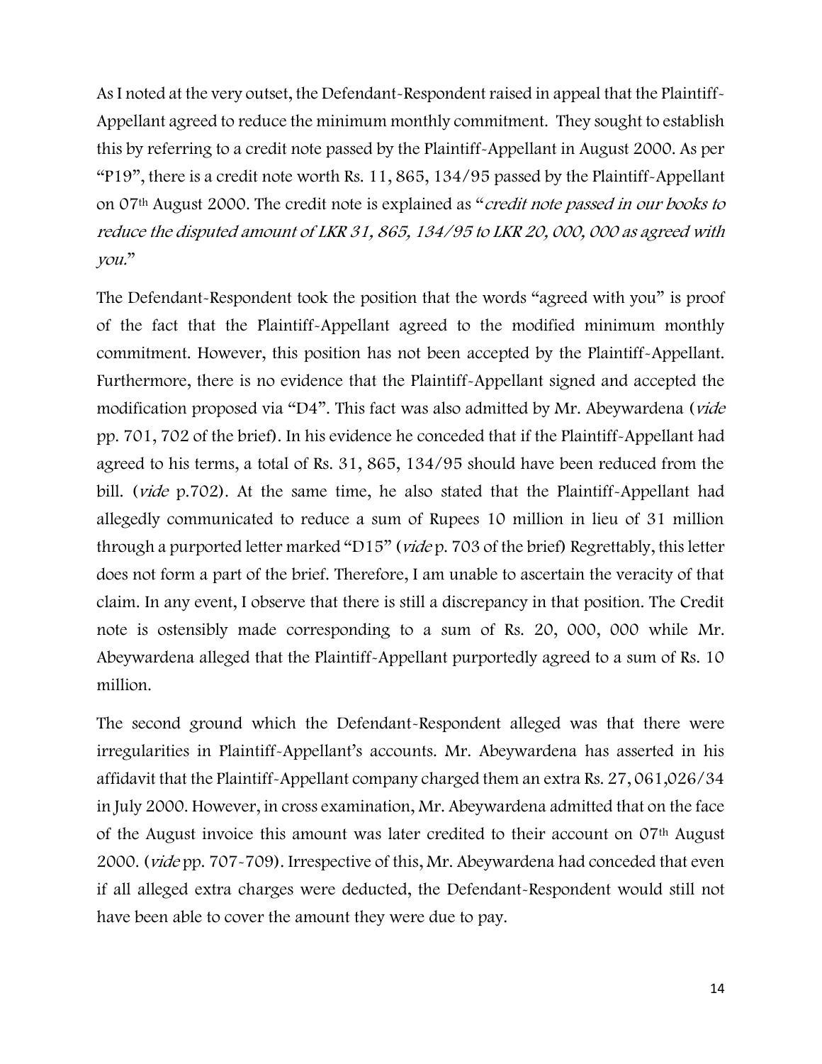As I noted at the very outset, the Defendant-Respondent raised in appeal that the Plaintiff-Appellant agreed to reduce the minimum monthly commitment. They sought to establish this by referring to a credit note passed by the Plaintiff-Appellant in August 2000. As per "P19", there is a credit note worth Rs. 11, 865, 134/95 passed by the Plaintiff-Appellant on 07th August 2000. The credit note is explained as "*credit note passed in our books to reduce the disputed amount of LKR 31, 865, 134/95 to LKR 20, 000, 000 as agreed with you.*"

The Defendant-Respondent took the position that the words "agreed with you" is proof of the fact that the Plaintiff-Appellant agreed to the modified minimum monthly commitment. However, this position has not been accepted by the Plaintiff-Appellant. Furthermore, there is no evidence that the Plaintiff-Appellant signed and accepted the modification proposed via "D4". This fact was also admitted by Mr. Abeywardena (*vide* pp. 701, 702 of the brief). In his evidence he conceded that if the Plaintiff-Appellant had agreed to his terms, a total of Rs. 31, 865, 134/95 should have been reduced from the bill. (*vide* p.702). At the same time, he also stated that the Plaintiff-Appellant had allegedly communicated to reduce a sum of Rupees 10 million in lieu of 31 million through a purported letter marked "D15" (*vide* p. 703 of the brief) Regrettably, this letter does not form a part of the brief. Therefore, I am unable to ascertain the veracity of that claim. In any event, I observe that there is still a discrepancy in that position. The Credit note is ostensibly made corresponding to a sum of Rs. 20, 000, 000 while Mr. Abeywardena alleged that the Plaintiff-Appellant purportedly agreed to a sum of Rs. 10 million.

The second ground which the Defendant-Respondent alleged was that there were irregularities in Plaintiff-Appellant's accounts. Mr. Abeywardena has asserted in his affidavit that the Plaintiff-Appellant company charged them an extra Rs. 27, 061,026/34 in July 2000. However, in cross examination, Mr. Abeywardena admitted that on the face of the August invoice this amount was later credited to their account on 07th August 2000. (*vide* pp. 707-709). Irrespective of this, Mr. Abeywardena had conceded that even if all alleged extra charges were deducted, the Defendant-Respondent would still not have been able to cover the amount they were due to pay.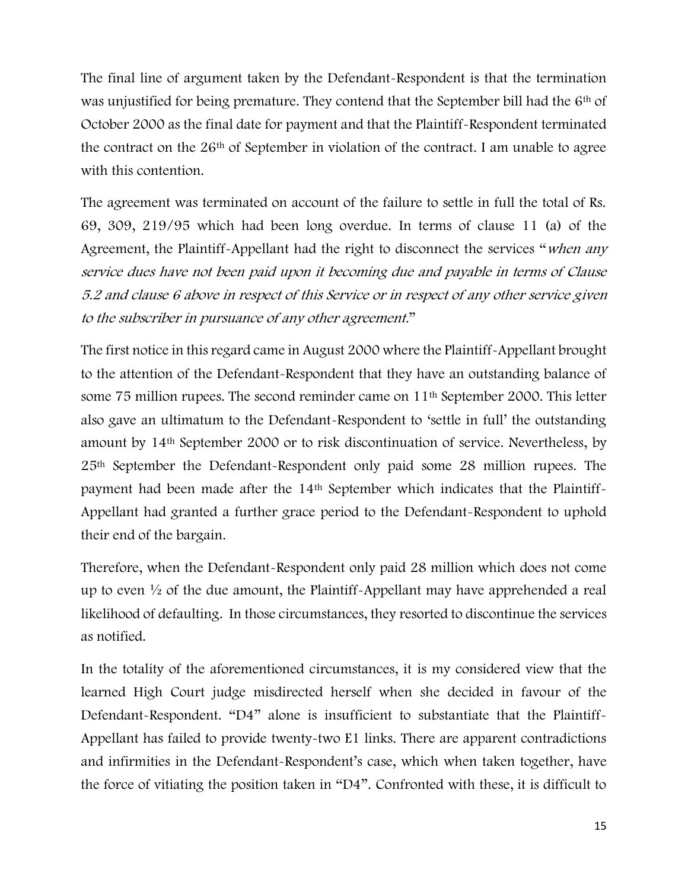The final line of argument taken by the Defendant-Respondent is that the termination was unjustified for being premature. They contend that the September bill had the 6th of October 2000 as the final date for payment and that the Plaintiff-Respondent terminated the contract on the 26th of September in violation of the contract. I am unable to agree with this contention.

The agreement was terminated on account of the failure to settle in full the total of Rs. 69, 309, 219/95 which had been long overdue. In terms of clause 11 (a) of the Agreement, the Plaintiff-Appellant had the right to disconnect the services "*when any service dues have not been paid upon it becoming due and payable in terms of Clause 5.2 and clause 6 above in respect of this Service or in respect of any other service given to the subscriber in pursuance of any other agreement.*"

The first notice in this regard came in August 2000 where the Plaintiff-Appellant brought to the attention of the Defendant-Respondent that they have an outstanding balance of some 75 million rupees. The second reminder came on 11th September 2000. This letter also gave an ultimatum to the Defendant-Respondent to 'settle in full' the outstanding amount by 14th September 2000 or to risk discontinuation of service. Nevertheless, by 25th September the Defendant-Respondent only paid some 28 million rupees. The payment had been made after the 14th September which indicates that the Plaintiff-Appellant had granted a further grace period to the Defendant-Respondent to uphold their end of the bargain.

Therefore, when the Defendant-Respondent only paid 28 million which does not come up to even ½ of the due amount, the Plaintiff-Appellant may have apprehended a real likelihood of defaulting. In those circumstances, they resorted to discontinue the services as notified.

In the totality of the aforementioned circumstances, it is my considered view that the learned High Court judge misdirected herself when she decided in favour of the Defendant-Respondent. "D4" alone is insufficient to substantiate that the Plaintiff-Appellant has failed to provide twenty-two E1 links. There are apparent contradictions and infirmities in the Defendant-Respondent's case, which when taken together, have the force of vitiating the position taken in "D4". Confronted with these, it is difficult to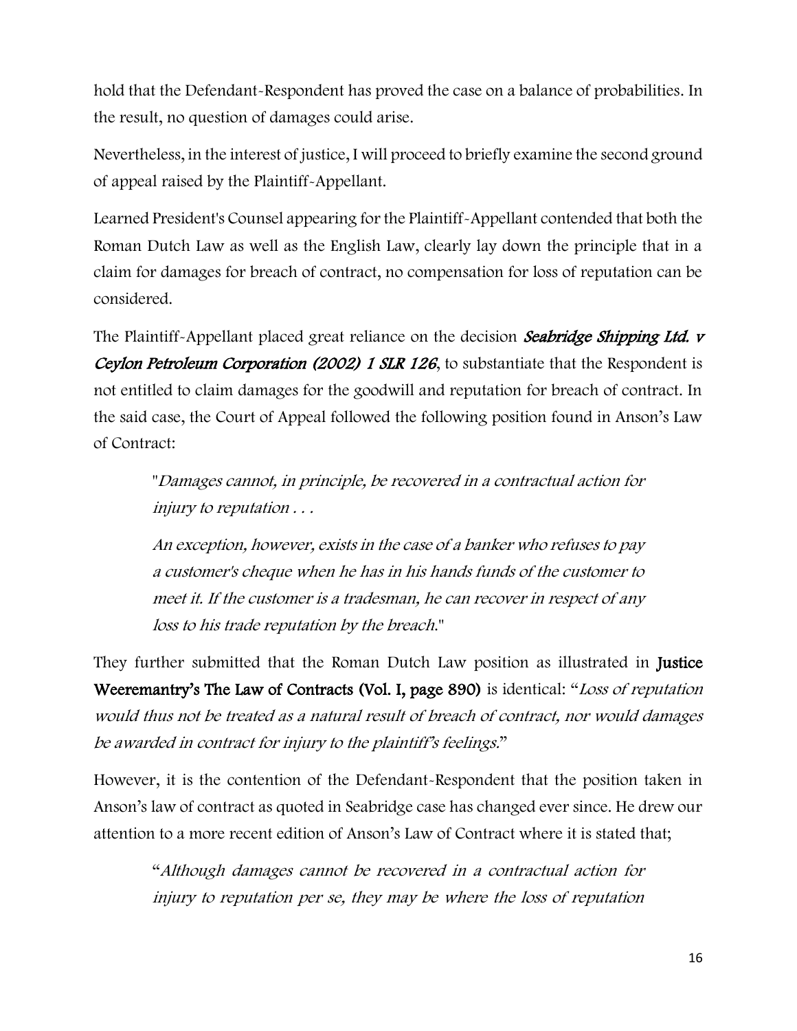hold that the Defendant-Respondent has proved the case on a balance of probabilities. In the result, no question of damages could arise.

Nevertheless, in the interest of justice, I will proceed to briefly examine the second ground of appeal raised by the Plaintiff-Appellant.

Learned President's Counsel appearing for the Plaintiff-Appellant contended that both the Roman Dutch Law as well as the English Law, clearly lay down the principle that in a claim for damages for breach of contract, no compensation for loss of reputation can be considered.

The Plaintiff-Appellant placed great reliance on the decision ***Seabridge Shipping Ltd. v Ceylon Petroleum Corporation (2002) 1 SLR 126***, to substantiate that the Respondent is not entitled to claim damages for the goodwill and reputation for breach of contract. In the said case, the Court of Appeal followed the following position found in Anson's Law of Contract:

> "*Damages cannot, in principle, be recovered in a contractual action for injury to reputation . . .*
>
> *An exception, however, exists in the case of a banker who refuses to pay a customer's cheque when he has in his hands funds of the customer to meet it. If the customer is a tradesman, he can recover in respect of any loss to his trade reputation by the breach.*"

They further submitted that the Roman Dutch Law position as illustrated in **Justice Weeremantry's The Law of Contracts (Vol. I, page 890)** is identical: "*Loss of reputation would thus not be treated as a natural result of breach of contract, nor would damages be awarded in contract for injury to the plaintiff's feelings.*"

However, it is the contention of the Defendant-Respondent that the position taken in Anson's law of contract as quoted in Seabridge case has changed ever since. He drew our attention to a more recent edition of Anson's Law of Contract where it is stated that;

> "*Although damages cannot be recovered in a contractual action for injury to reputation per se, they may be where the loss of reputation*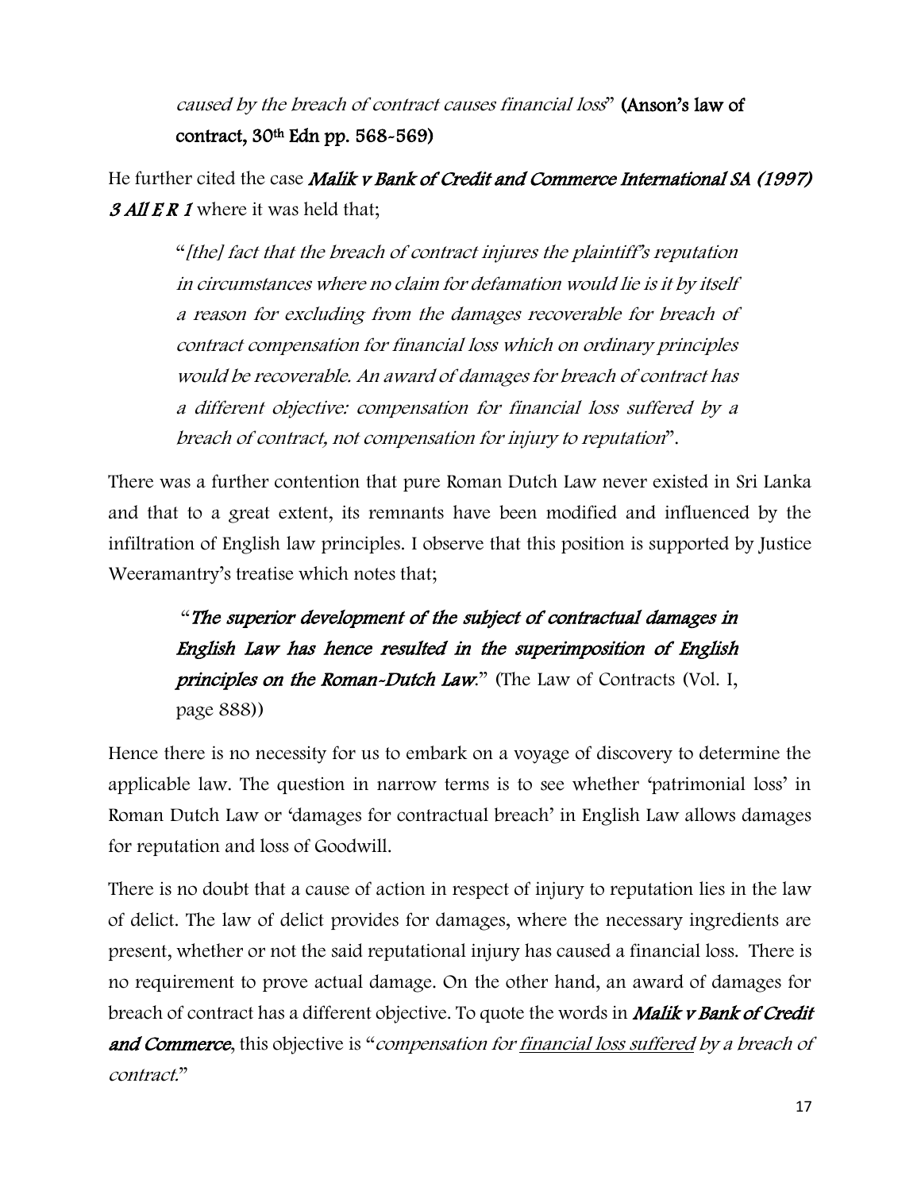> *caused by the breach of contract causes financial loss*" **(Anson's law of contract, 30th Edn pp. 568-569)**

He further cited the case ***Malik v Bank of Credit and Commerce International SA (1997) 3 All E R 1*** where it was held that;

> "*[the] fact that the breach of contract injures the plaintiff's reputation in circumstances where no claim for defamation would lie is it by itself a reason for excluding from the damages recoverable for breach of contract compensation for financial loss which on ordinary principles would be recoverable. An award of damages for breach of contract has a different objective: compensation for financial loss suffered by a breach of contract, not compensation for injury to reputation*".

There was a further contention that pure Roman Dutch Law never existed in Sri Lanka and that to a great extent, its remnants have been modified and influenced by the infiltration of English law principles. I observe that this position is supported by Justice Weeramantry's treatise which notes that;

> "***The superior development of the subject of contractual damages in English Law has hence resulted in the superimposition of English principles on the Roman-Dutch Law*.**" (The Law of Contracts (Vol. I, page 888))

Hence there is no necessity for us to embark on a voyage of discovery to determine the applicable law. The question in narrow terms is to see whether 'patrimonial loss' in Roman Dutch Law or 'damages for contractual breach' in English Law allows damages for reputation and loss of Goodwill.

There is no doubt that a cause of action in respect of injury to reputation lies in the law of delict. The law of delict provides for damages, where the necessary ingredients are present, whether or not the said reputational injury has caused a financial loss. There is no requirement to prove actual damage. On the other hand, an award of damages for breach of contract has a different objective. To quote the words in ***Malik v Bank of Credit and Commerce***, this objective is "*compensation for <u>financial loss suffered</u> by a breach of contract.*"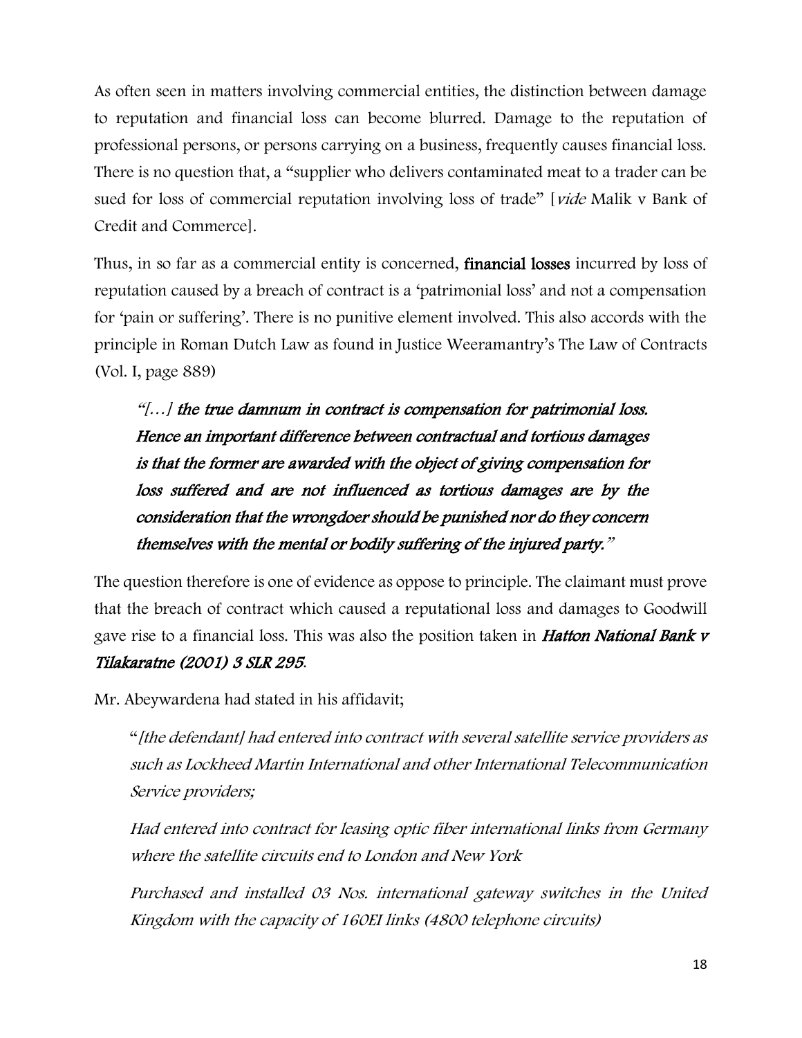As often seen in matters involving commercial entities, the distinction between damage to reputation and financial loss can become blurred. Damage to the reputation of professional persons, or persons carrying on a business, frequently causes financial loss. There is no question that, a "supplier who delivers contaminated meat to a trader can be sued for loss of commercial reputation involving loss of trade" [*vide* Malik v Bank of Credit and Commerce].

Thus, in so far as a commercial entity is concerned, **financial losses** incurred by loss of reputation caused by a breach of contract is a 'patrimonial loss' and not a compensation for 'pain or suffering'. There is no punitive element involved. This also accords with the principle in Roman Dutch Law as found in Justice Weeramantry's The Law of Contracts (Vol. I, page 889)

> *"[…] **the true damnum in contract is compensation for patrimonial loss. Hence an important difference between contractual and tortious damages is that the former are awarded with the object of giving compensation for loss suffered and are not influenced as tortious damages are by the consideration that the wrongdoer should be punished nor do they concern themselves with the mental or bodily suffering of the injured party.**"*

The question therefore is one of evidence as oppose to principle. The claimant must prove that the breach of contract which caused a reputational loss and damages to Goodwill gave rise to a financial loss. This was also the position taken in ***Hatton National Bank v Tilakaratne (2001) 3 SLR 295***.

Mr. Abeywardena had stated in his affidavit;

> "*[the defendant] had entered into contract with several satellite service providers as such as Lockheed Martin International and other International Telecommunication Service providers;*
>
> *Had entered into contract for leasing optic fiber international links from Germany where the satellite circuits end to London and New York*
>
> *Purchased and installed 03 Nos. international gateway switches in the United Kingdom with the capacity of 160EI links (4800 telephone circuits)*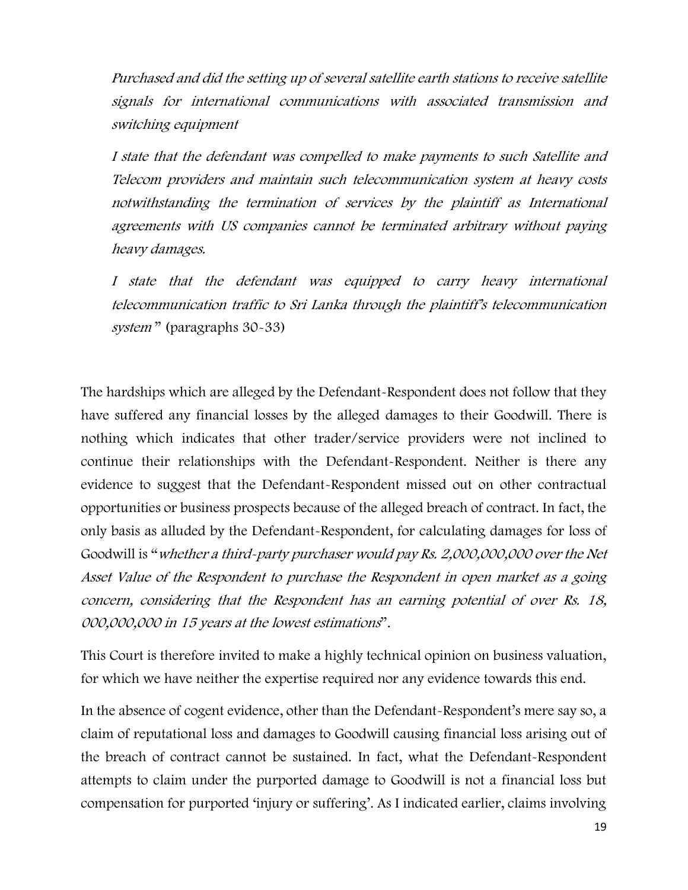*Purchased and did the setting up of several satellite earth stations to receive satellite signals for international communications with associated transmission and switching equipment*

*I state that the defendant was compelled to make payments to such Satellite and Telecom providers and maintain such telecommunication system at heavy costs notwithstanding the termination of services by the plaintiff as International agreements with US companies cannot be terminated arbitrary without paying heavy damages.*

*I state that the defendant was equipped to carry heavy international telecommunication traffic to Sri Lanka through the plaintiff's telecommunication system*" (paragraphs 30-33)

The hardships which are alleged by the Defendant-Respondent does not follow that they have suffered any financial losses by the alleged damages to their Goodwill. There is nothing which indicates that other trader/service providers were not inclined to continue their relationships with the Defendant-Respondent. Neither is there any evidence to suggest that the Defendant-Respondent missed out on other contractual opportunities or business prospects because of the alleged breach of contract. In fact, the only basis as alluded by the Defendant-Respondent, for calculating damages for loss of Goodwill is "*whether a third-party purchaser would pay Rs. 2,000,000,000 over the Net Asset Value of the Respondent to purchase the Respondent in open market as a going concern, considering that the Respondent has an earning potential of over Rs. 18, 000,000,000 in 15 years at the lowest estimations*".

This Court is therefore invited to make a highly technical opinion on business valuation, for which we have neither the expertise required nor any evidence towards this end.

In the absence of cogent evidence, other than the Defendant-Respondent's mere say so, a claim of reputational loss and damages to Goodwill causing financial loss arising out of the breach of contract cannot be sustained. In fact, what the Defendant-Respondent attempts to claim under the purported damage to Goodwill is not a financial loss but compensation for purported 'injury or suffering'. As I indicated earlier, claims involving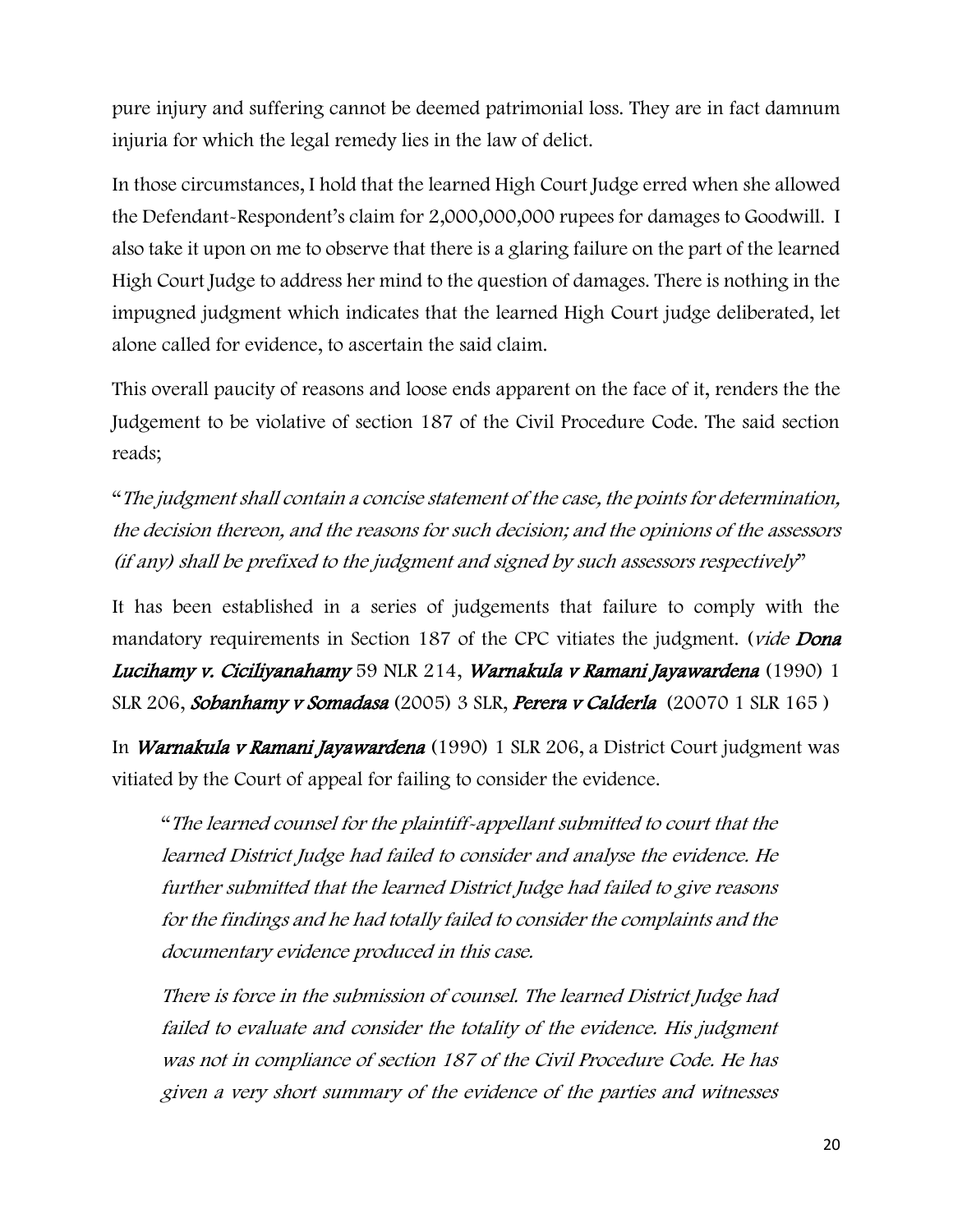pure injury and suffering cannot be deemed patrimonial loss. They are in fact damnum injuria for which the legal remedy lies in the law of delict.

In those circumstances, I hold that the learned High Court Judge erred when she allowed the Defendant-Respondent's claim for 2,000,000,000 rupees for damages to Goodwill. I also take it upon on me to observe that there is a glaring failure on the part of the learned High Court Judge to address her mind to the question of damages. There is nothing in the impugned judgment which indicates that the learned High Court judge deliberated, let alone called for evidence, to ascertain the said claim.

This overall paucity of reasons and loose ends apparent on the face of it, renders the the Judgement to be violative of section 187 of the Civil Procedure Code. The said section reads;

"*The judgment shall contain a concise statement of the case, the points for determination, the decision thereon, and the reasons for such decision; and the opinions of the assessors (if any) shall be prefixed to the judgment and signed by such assessors respectively*"

It has been established in a series of judgements that failure to comply with the mandatory requirements in Section 187 of the CPC vitiates the judgment. (*vide* ***Dona Lucihamy v. Ciciliyanahamy*** 59 NLR 214, ***Warnakula v Ramani Jayawardena*** (1990) 1 SLR 206, ***Sobanhamy v Somadasa*** (2005) 3 SLR, ***Perera v Calderla*** (20070 1 SLR 165 )

In ***Warnakula v Ramani Jayawardena*** (1990) 1 SLR 206, a District Court judgment was vitiated by the Court of appeal for failing to consider the evidence.

> "*The learned counsel for the plaintiff-appellant submitted to court that the learned District Judge had failed to consider and analyse the evidence. He further submitted that the learned District Judge had failed to give reasons for the findings and he had totally failed to consider the complaints and the documentary evidence produced in this case.*
>
> *There is force in the submission of counsel. The learned District Judge had failed to evaluate and consider the totality of the evidence. His judgment was not in compliance of section 187 of the Civil Procedure Code. He has given a very short summary of the evidence of the parties and witnesses*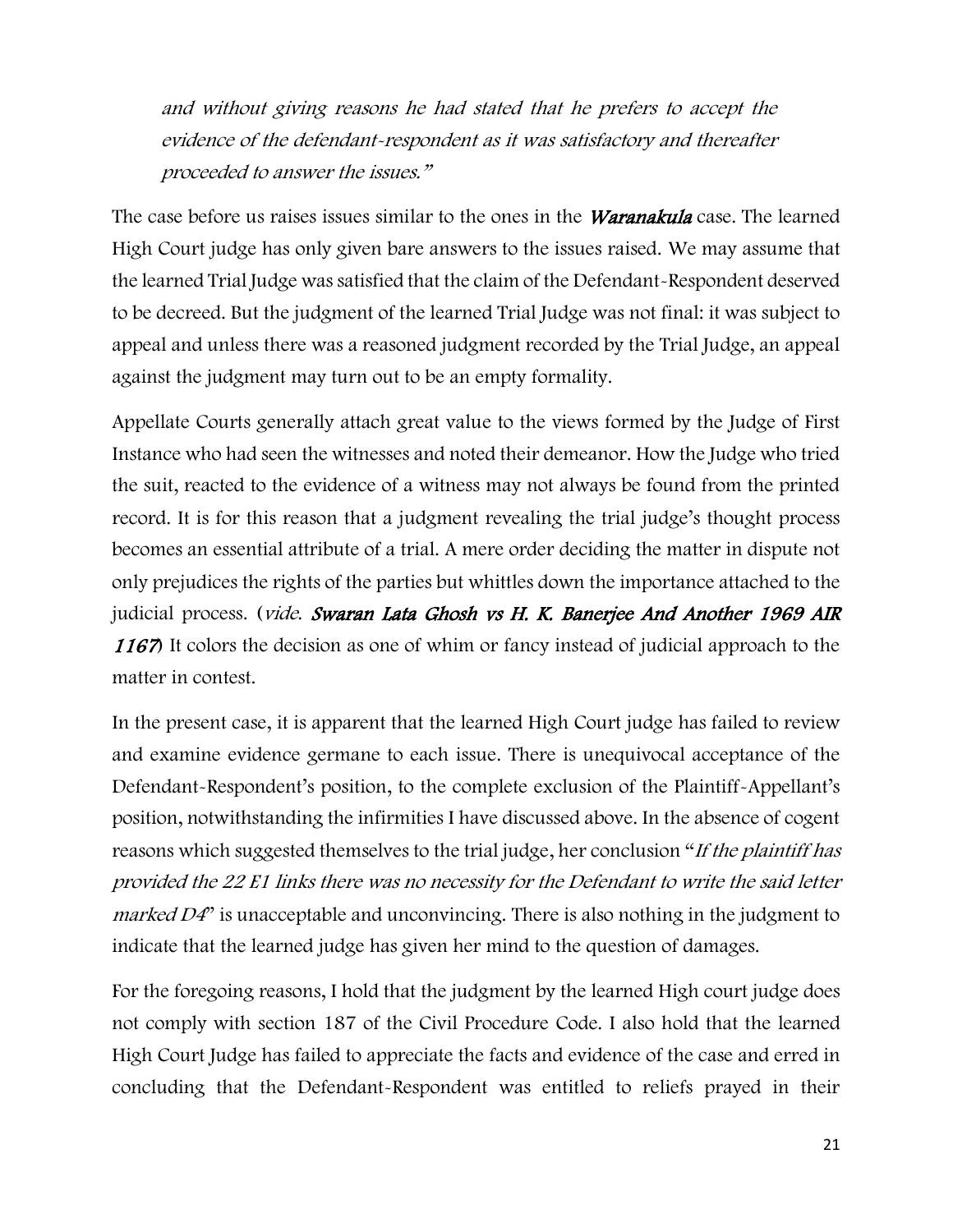*and without giving reasons he had stated that he prefers to accept the evidence of the defendant-respondent as it was satisfactory and thereafter proceeded to answer the issues."*

The case before us raises issues similar to the ones in the ***Waranakula*** case. The learned High Court judge has only given bare answers to the issues raised. We may assume that the learned Trial Judge was satisfied that the claim of the Defendant-Respondent deserved to be decreed. But the judgment of the learned Trial Judge was not final: it was subject to appeal and unless there was a reasoned judgment recorded by the Trial Judge, an appeal against the judgment may turn out to be an empty formality.

Appellate Courts generally attach great value to the views formed by the Judge of First Instance who had seen the witnesses and noted their demeanor. How the Judge who tried the suit, reacted to the evidence of a witness may not always be found from the printed record. It is for this reason that a judgment revealing the trial judge's thought process becomes an essential attribute of a trial. A mere order deciding the matter in dispute not only prejudices the rights of the parties but whittles down the importance attached to the judicial process. (*vide*. ***Swaran Lata Ghosh vs H. K. Banerjee And Another 1969 AIR 1167***) It colors the decision as one of whim or fancy instead of judicial approach to the matter in contest.

In the present case, it is apparent that the learned High Court judge has failed to review and examine evidence germane to each issue. There is unequivocal acceptance of the Defendant-Respondent's position, to the complete exclusion of the Plaintiff-Appellant's position, notwithstanding the infirmities I have discussed above. In the absence of cogent reasons which suggested themselves to the trial judge, her conclusion "*If the plaintiff has provided the 22 E1 links there was no necessity for the Defendant to write the said letter marked D4*" is unacceptable and unconvincing. There is also nothing in the judgment to indicate that the learned judge has given her mind to the question of damages.

For the foregoing reasons, I hold that the judgment by the learned High court judge does not comply with section 187 of the Civil Procedure Code. I also hold that the learned High Court Judge has failed to appreciate the facts and evidence of the case and erred in concluding that the Defendant-Respondent was entitled to reliefs prayed in their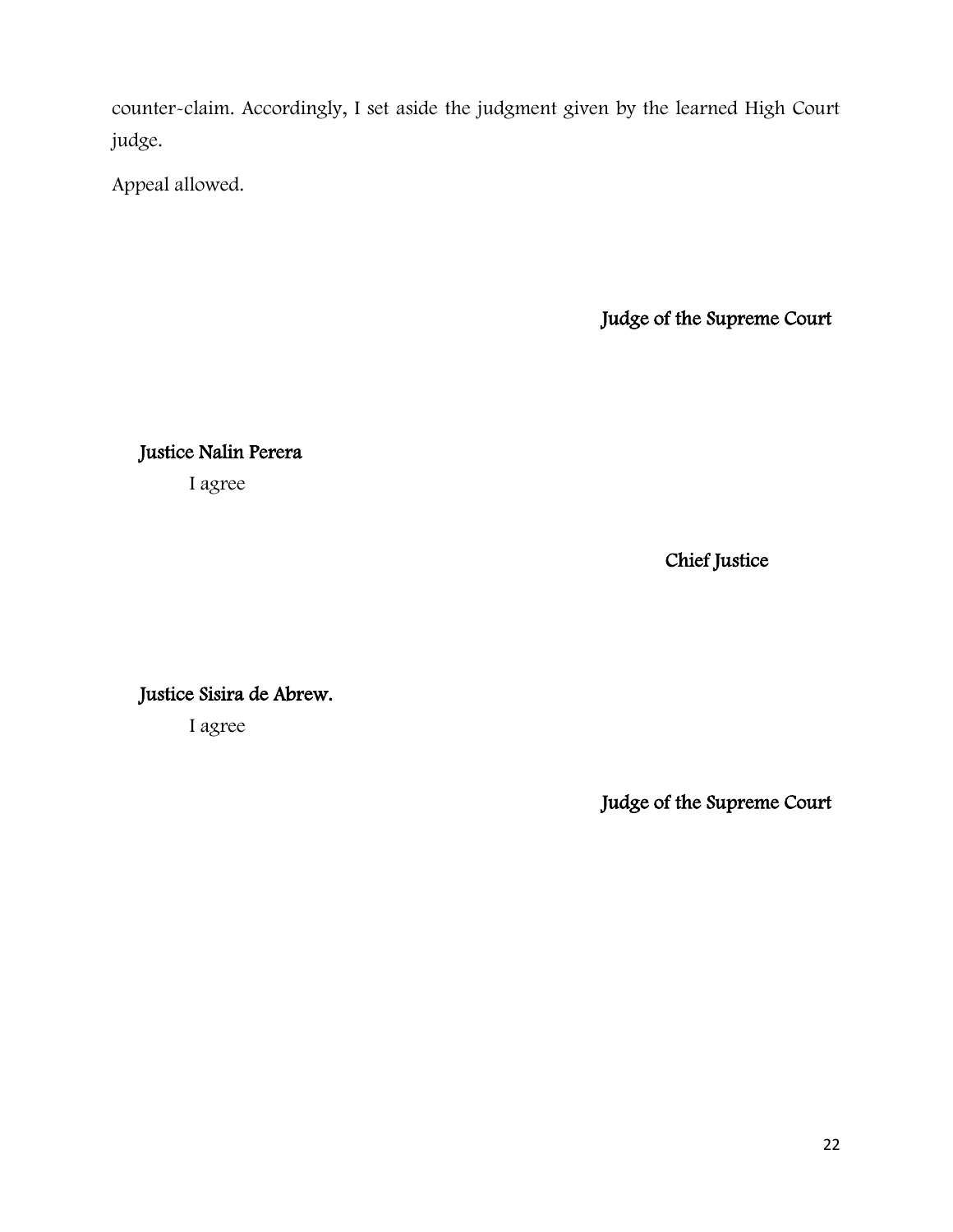counter-claim. Accordingly, I set aside the judgment given by the learned High Court judge.

Appeal allowed.

**Judge of the Supreme Court**

**Justice Nalin Perera**

I agree

**Chief Justice**

**Justice Sisira de Abrew.**

I agree

**Judge of the Supreme Court**